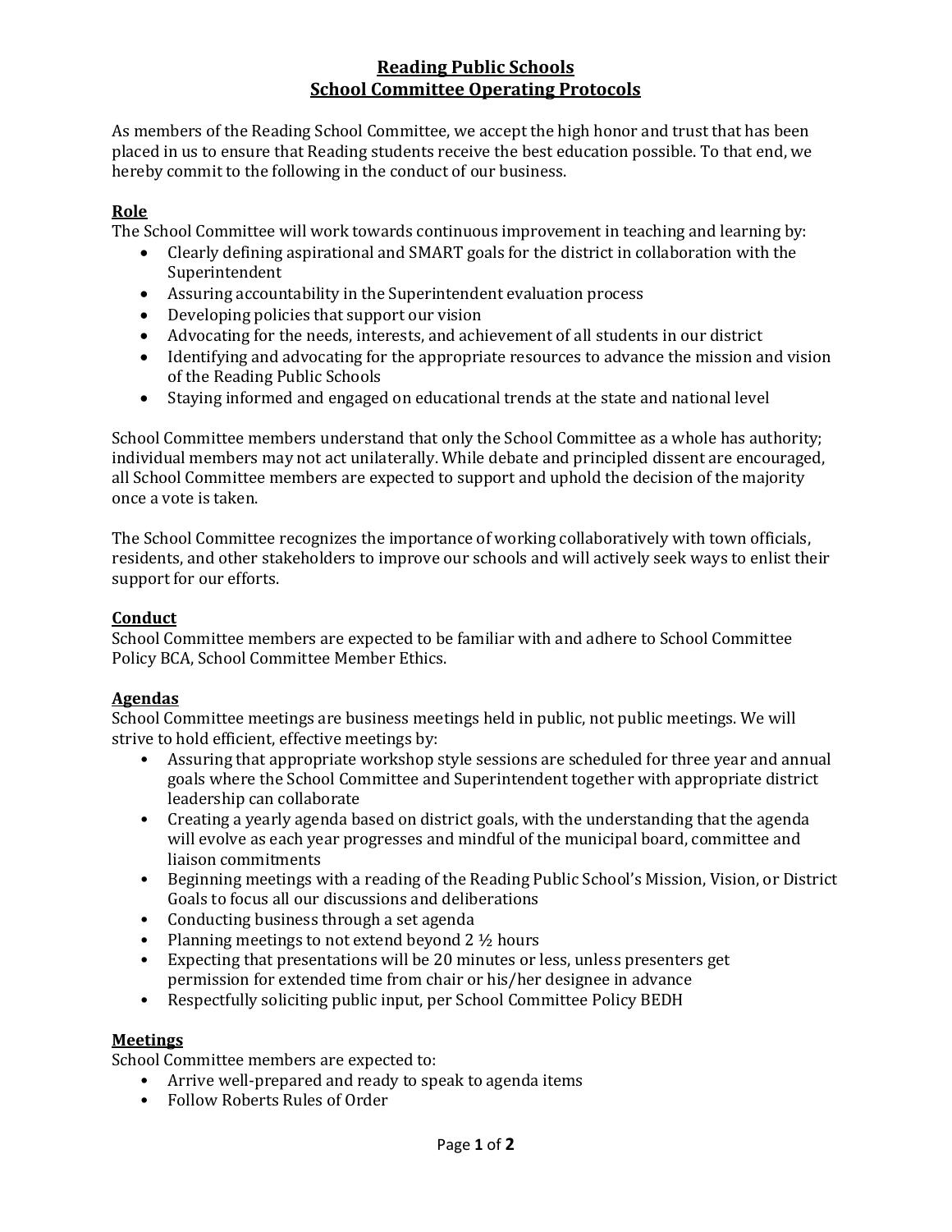# Reading Public Schools
## School Committee Operating Protocols

As members of the Reading School Committee, we accept the high honor and trust that has been placed in us to ensure that Reading students receive the best education possible. To that end, we hereby commit to the following in the conduct of our business.

### Role

The School Committee will work towards continuous improvement in teaching and learning by:

- Clearly defining aspirational and SMART goals for the district in collaboration with the Superintendent
- Assuring accountability in the Superintendent evaluation process
- Developing policies that support our vision
- Advocating for the needs, interests, and achievement of all students in our district
- Identifying and advocating for the appropriate resources to advance the mission and vision of the Reading Public Schools
- Staying informed and engaged on educational trends at the state and national level

School Committee members understand that only the School Committee as a whole has authority; individual members may not act unilaterally. While debate and principled dissent are encouraged, all School Committee members are expected to support and uphold the decision of the majority once a vote is taken.

The School Committee recognizes the importance of working collaboratively with town officials, residents, and other stakeholders to improve our schools and will actively seek ways to enlist their support for our efforts.

### Conduct

School Committee members are expected to be familiar with and adhere to School Committee Policy BCA, School Committee Member Ethics.

### Agendas

School Committee meetings are business meetings held in public, not public meetings. We will strive to hold efficient, effective meetings by:

- Assuring that appropriate workshop style sessions are scheduled for three year and annual goals where the School Committee and Superintendent together with appropriate district leadership can collaborate
- Creating a yearly agenda based on district goals, with the understanding that the agenda will evolve as each year progresses and mindful of the municipal board, committee and liaison commitments
- Beginning meetings with a reading of the Reading Public School's Mission, Vision, or District Goals to focus all our discussions and deliberations
- Conducting business through a set agenda
- Planning meetings to not extend beyond 2 ½ hours
- Expecting that presentations will be 20 minutes or less, unless presenters get permission for extended time from chair or his/her designee in advance
- Respectfully soliciting public input, per School Committee Policy BEDH

### Meetings

School Committee members are expected to:

- Arrive well-prepared and ready to speak to agenda items
- Follow Roberts Rules of Order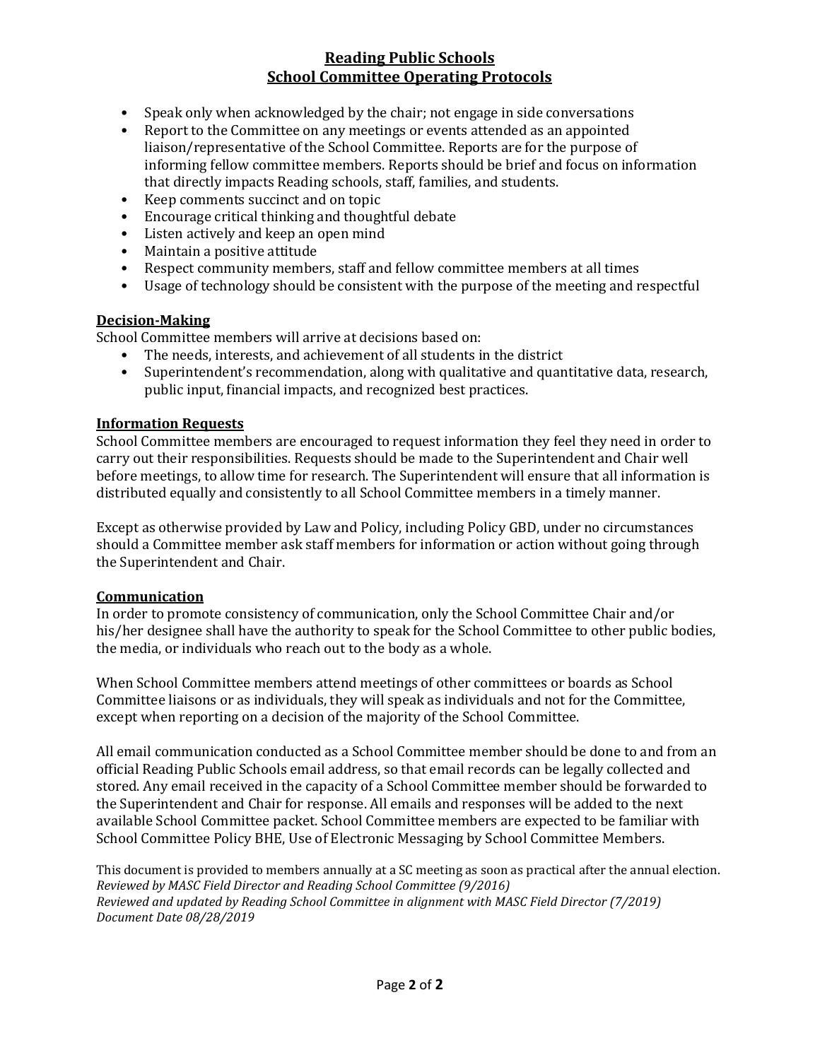- Speak only when acknowledged by the chair; not engage in side conversations
- Report to the Committee on any meetings or events attended as an appointed liaison/representative of the School Committee. Reports are for the purpose of informing fellow committee members. Reports should be brief and focus on information that directly impacts Reading schools, staff, families, and students.
- Keep comments succinct and on topic
- Encourage critical thinking and thoughtful debate
- Listen actively and keep an open mind
- Maintain a positive attitude
- Respect community members, staff and fellow committee members at all times
- Usage of technology should be consistent with the purpose of the meeting and respectful

## Decision-Making

School Committee members will arrive at decisions based on:

- The needs, interests, and achievement of all students in the district
- Superintendent's recommendation, along with qualitative and quantitative data, research, public input, financial impacts, and recognized best practices.

## Information Requests

School Committee members are encouraged to request information they feel they need in order to carry out their responsibilities. Requests should be made to the Superintendent and Chair well before meetings, to allow time for research. The Superintendent will ensure that all information is distributed equally and consistently to all School Committee members in a timely manner.

Except as otherwise provided by Law and Policy, including Policy GBD, under no circumstances should a Committee member ask staff members for information or action without going through the Superintendent and Chair.

## Communication

In order to promote consistency of communication, only the School Committee Chair and/or his/her designee shall have the authority to speak for the School Committee to other public bodies, the media, or individuals who reach out to the body as a whole.

When School Committee members attend meetings of other committees or boards as School Committee liaisons or as individuals, they will speak as individuals and not for the Committee, except when reporting on a decision of the majority of the School Committee.

All email communication conducted as a School Committee member should be done to and from an official Reading Public Schools email address, so that email records can be legally collected and stored. Any email received in the capacity of a School Committee member should be forwarded to the Superintendent and Chair for response. All emails and responses will be added to the next available School Committee packet. School Committee members are expected to be familiar with School Committee Policy BHE, Use of Electronic Messaging by School Committee Members.

This document is provided to members annually at a SC meeting as soon as practical after the annual election.
*Reviewed by MASC Field Director and Reading School Committee (9/2016)*
*Reviewed and updated by Reading School Committee in alignment with MASC Field Director (7/2019)*
*Document Date 08/28/2019*